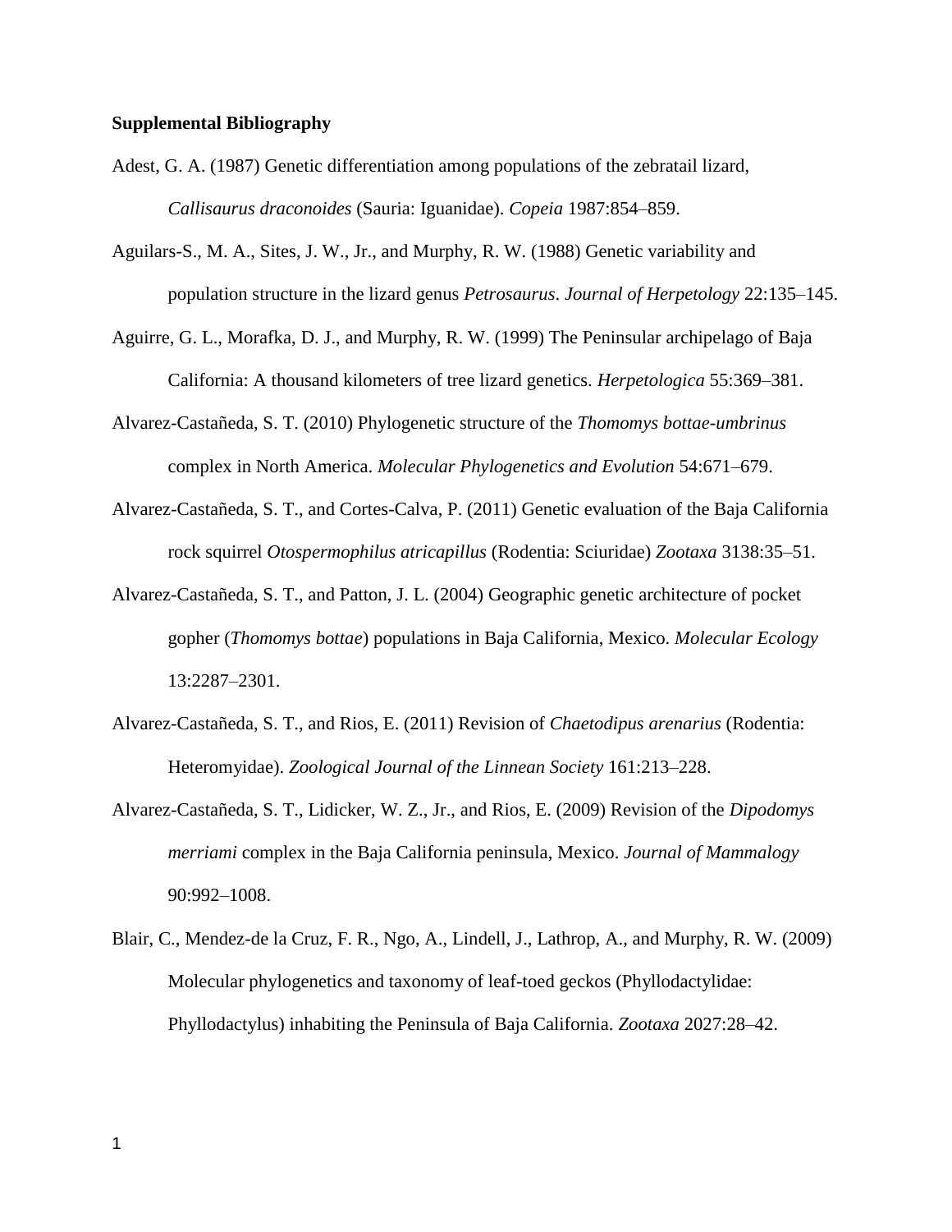**Supplemental Bibliography**

Adest, G. A. (1987) Genetic differentiation among populations of the zebratail lizard, *Callisaurus draconoides* (Sauria: Iguanidae). *Copeia* 1987:854–859.

Aguilars-S., M. A., Sites, J. W., Jr., and Murphy, R. W. (1988) Genetic variability and population structure in the lizard genus *Petrosaurus*. *Journal of Herpetology* 22:135–145.

Aguirre, G. L., Morafka, D. J., and Murphy, R. W. (1999) The Peninsular archipelago of Baja California: A thousand kilometers of tree lizard genetics. *Herpetologica* 55:369–381.

Alvarez-Castañeda, S. T. (2010) Phylogenetic structure of the *Thomomys bottae-umbrinus* complex in North America. *Molecular Phylogenetics and Evolution* 54:671–679.

Alvarez-Castañeda, S. T., and Cortes-Calva, P. (2011) Genetic evaluation of the Baja California rock squirrel *Otospermophilus atricapillus* (Rodentia: Sciuridae) *Zootaxa* 3138:35–51.

Alvarez-Castañeda, S. T., and Patton, J. L. (2004) Geographic genetic architecture of pocket gopher (*Thomomys bottae*) populations in Baja California, Mexico. *Molecular Ecology* 13:2287–2301.

Alvarez-Castañeda, S. T., and Rios, E. (2011) Revision of *Chaetodipus arenarius* (Rodentia: Heteromyidae). *Zoological Journal of the Linnean Society* 161:213–228.

Alvarez-Castañeda, S. T., Lidicker, W. Z., Jr., and Rios, E. (2009) Revision of the *Dipodomys merriami* complex in the Baja California peninsula, Mexico. *Journal of Mammalogy* 90:992–1008.

Blair, C., Mendez-de la Cruz, F. R., Ngo, A., Lindell, J., Lathrop, A., and Murphy, R. W. (2009) Molecular phylogenetics and taxonomy of leaf-toed geckos (Phyllodactylidae: Phyllodactylus) inhabiting the Peninsula of Baja California. *Zootaxa* 2027:28–42.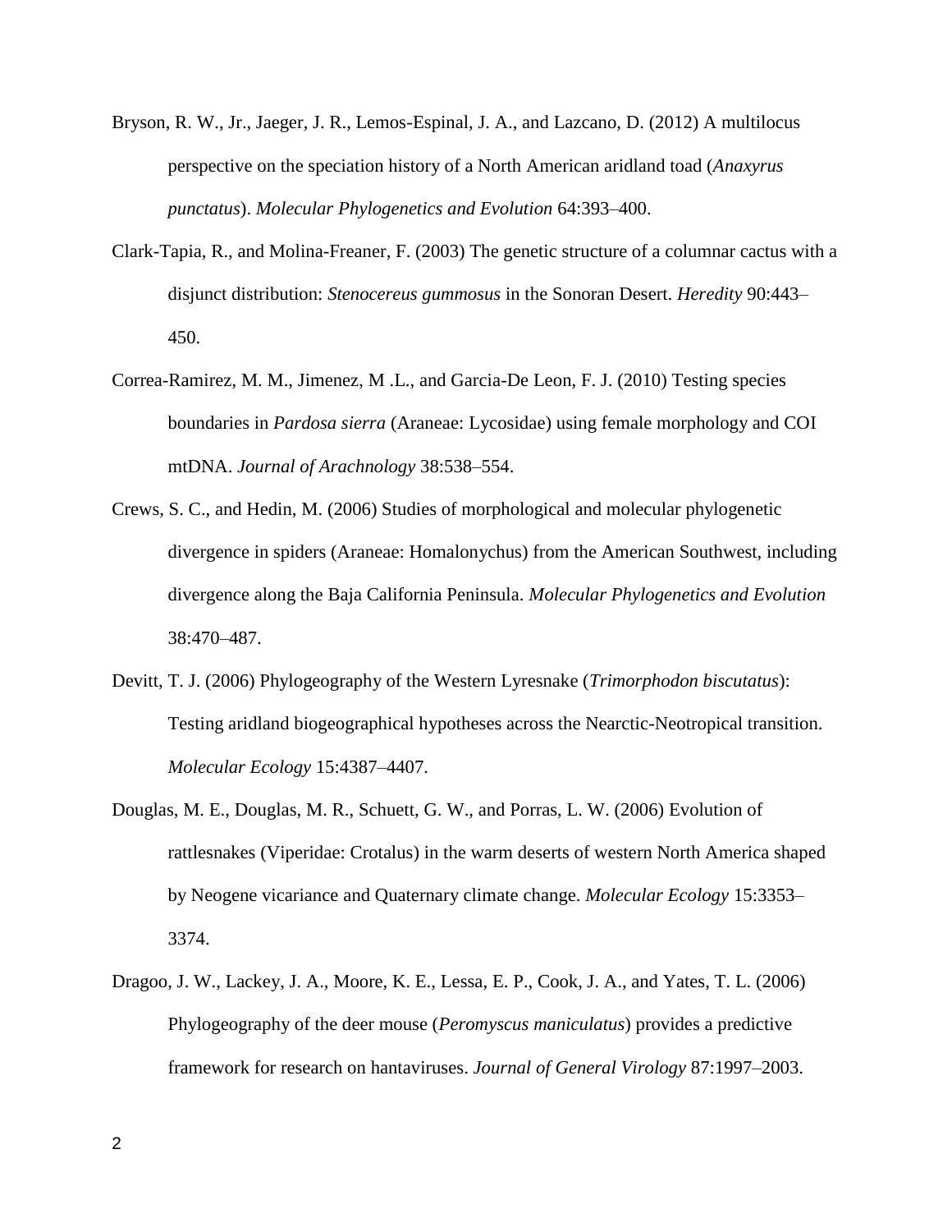Bryson, R. W., Jr., Jaeger, J. R., Lemos-Espinal, J. A., and Lazcano, D. (2012) A multilocus perspective on the speciation history of a North American aridland toad (*Anaxyrus punctatus*). *Molecular Phylogenetics and Evolution* 64:393–400.

Clark-Tapia, R., and Molina-Freaner, F. (2003) The genetic structure of a columnar cactus with a disjunct distribution: *Stenocereus gummosus* in the Sonoran Desert. *Heredity* 90:443–450.

Correa-Ramirez, M. M., Jimenez, M .L., and Garcia-De Leon, F. J. (2010) Testing species boundaries in *Pardosa sierra* (Araneae: Lycosidae) using female morphology and COI mtDNA. *Journal of Arachnology* 38:538–554.

Crews, S. C., and Hedin, M. (2006) Studies of morphological and molecular phylogenetic divergence in spiders (Araneae: Homalonychus) from the American Southwest, including divergence along the Baja California Peninsula. *Molecular Phylogenetics and Evolution* 38:470–487.

Devitt, T. J. (2006) Phylogeography of the Western Lyresnake (*Trimorphodon biscutatus*): Testing aridland biogeographical hypotheses across the Nearctic-Neotropical transition. *Molecular Ecology* 15:4387–4407.

Douglas, M. E., Douglas, M. R., Schuett, G. W., and Porras, L. W. (2006) Evolution of rattlesnakes (Viperidae: Crotalus) in the warm deserts of western North America shaped by Neogene vicariance and Quaternary climate change. *Molecular Ecology* 15:3353–3374.

Dragoo, J. W., Lackey, J. A., Moore, K. E., Lessa, E. P., Cook, J. A., and Yates, T. L. (2006) Phylogeography of the deer mouse (*Peromyscus maniculatus*) provides a predictive framework for research on hantaviruses. *Journal of General Virology* 87:1997–2003.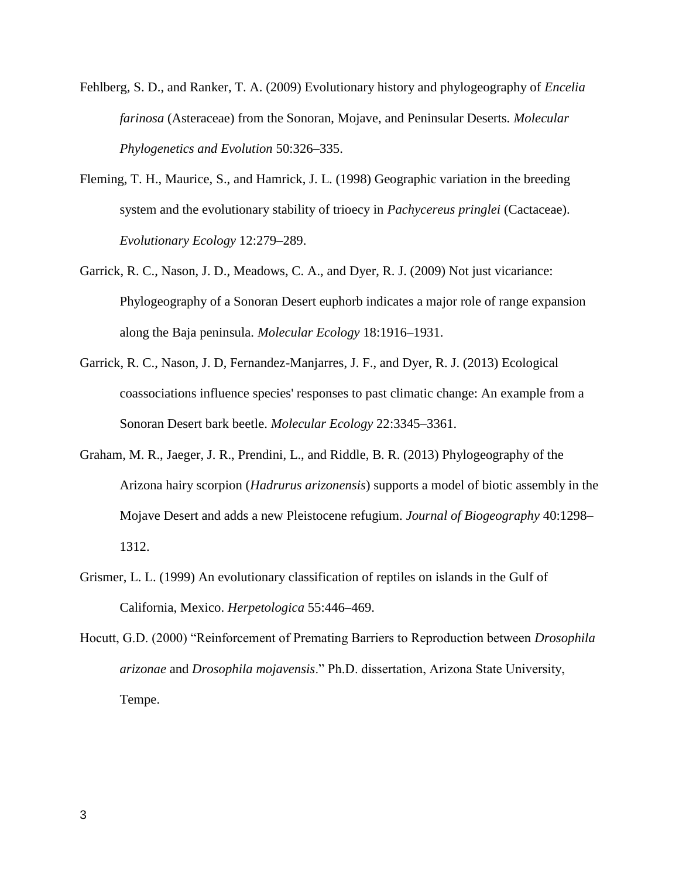Fehlberg, S. D., and Ranker, T. A. (2009) Evolutionary history and phylogeography of *Encelia farinosa* (Asteraceae) from the Sonoran, Mojave, and Peninsular Deserts. *Molecular Phylogenetics and Evolution* 50:326–335.

Fleming, T. H., Maurice, S., and Hamrick, J. L. (1998) Geographic variation in the breeding system and the evolutionary stability of trioecy in *Pachycereus pringlei* (Cactaceae). *Evolutionary Ecology* 12:279–289.

Garrick, R. C., Nason, J. D., Meadows, C. A., and Dyer, R. J. (2009) Not just vicariance: Phylogeography of a Sonoran Desert euphorb indicates a major role of range expansion along the Baja peninsula. *Molecular Ecology* 18:1916–1931.

Garrick, R. C., Nason, J. D, Fernandez-Manjarres, J. F., and Dyer, R. J. (2013) Ecological coassociations influence species' responses to past climatic change: An example from a Sonoran Desert bark beetle. *Molecular Ecology* 22:3345–3361.

Graham, M. R., Jaeger, J. R., Prendini, L., and Riddle, B. R. (2013) Phylogeography of the Arizona hairy scorpion (*Hadrurus arizonensis*) supports a model of biotic assembly in the Mojave Desert and adds a new Pleistocene refugium. *Journal of Biogeography* 40:1298–1312.

Grismer, L. L. (1999) An evolutionary classification of reptiles on islands in the Gulf of California, Mexico. *Herpetologica* 55:446–469.

Hocutt, G.D. (2000) "Reinforcement of Premating Barriers to Reproduction between *Drosophila arizonae* and *Drosophila mojavensis*." Ph.D. dissertation, Arizona State University, Tempe.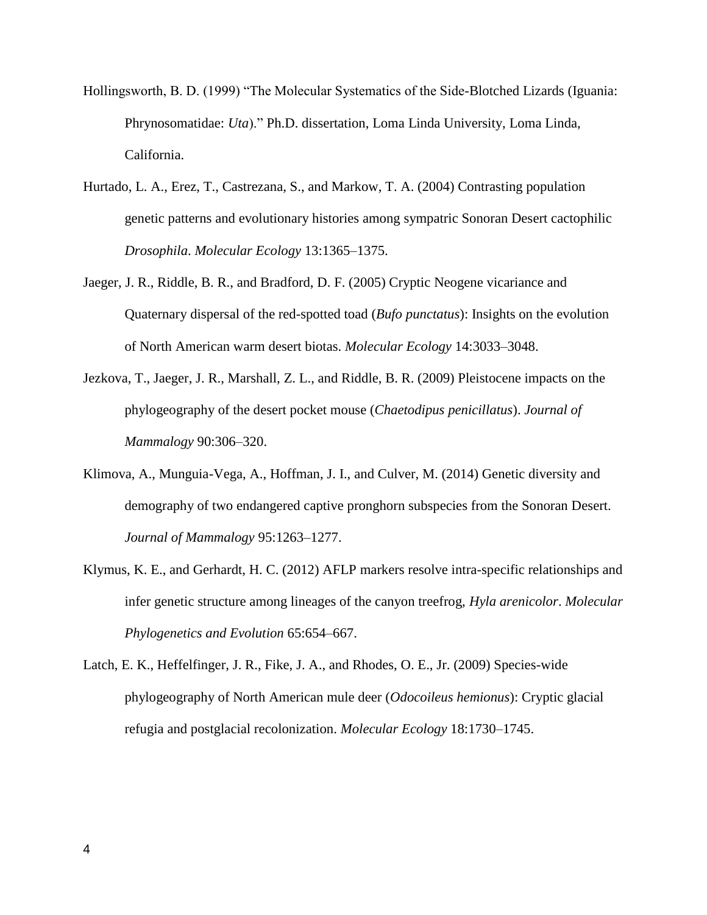Hollingsworth, B. D. (1999) “The Molecular Systematics of the Side-Blotched Lizards (Iguania: Phrynosomatidae: *Uta*).” Ph.D. dissertation, Loma Linda University, Loma Linda, California.

Hurtado, L. A., Erez, T., Castrezana, S., and Markow, T. A. (2004) Contrasting population genetic patterns and evolutionary histories among sympatric Sonoran Desert cactophilic *Drosophila*. *Molecular Ecology* 13:1365–1375.

Jaeger, J. R., Riddle, B. R., and Bradford, D. F. (2005) Cryptic Neogene vicariance and Quaternary dispersal of the red-spotted toad (*Bufo punctatus*): Insights on the evolution of North American warm desert biotas. *Molecular Ecology* 14:3033–3048.

Jezkova, T., Jaeger, J. R., Marshall, Z. L., and Riddle, B. R. (2009) Pleistocene impacts on the phylogeography of the desert pocket mouse (*Chaetodipus penicillatus*). *Journal of Mammalogy* 90:306–320.

Klimova, A., Munguia-Vega, A., Hoffman, J. I., and Culver, M. (2014) Genetic diversity and demography of two endangered captive pronghorn subspecies from the Sonoran Desert. *Journal of Mammalogy* 95:1263–1277.

Klymus, K. E., and Gerhardt, H. C. (2012) AFLP markers resolve intra-specific relationships and infer genetic structure among lineages of the canyon treefrog, *Hyla arenicolor*. *Molecular Phylogenetics and Evolution* 65:654–667.

Latch, E. K., Heffelfinger, J. R., Fike, J. A., and Rhodes, O. E., Jr. (2009) Species-wide phylogeography of North American mule deer (*Odocoileus hemionus*): Cryptic glacial refugia and postglacial recolonization. *Molecular Ecology* 18:1730–1745.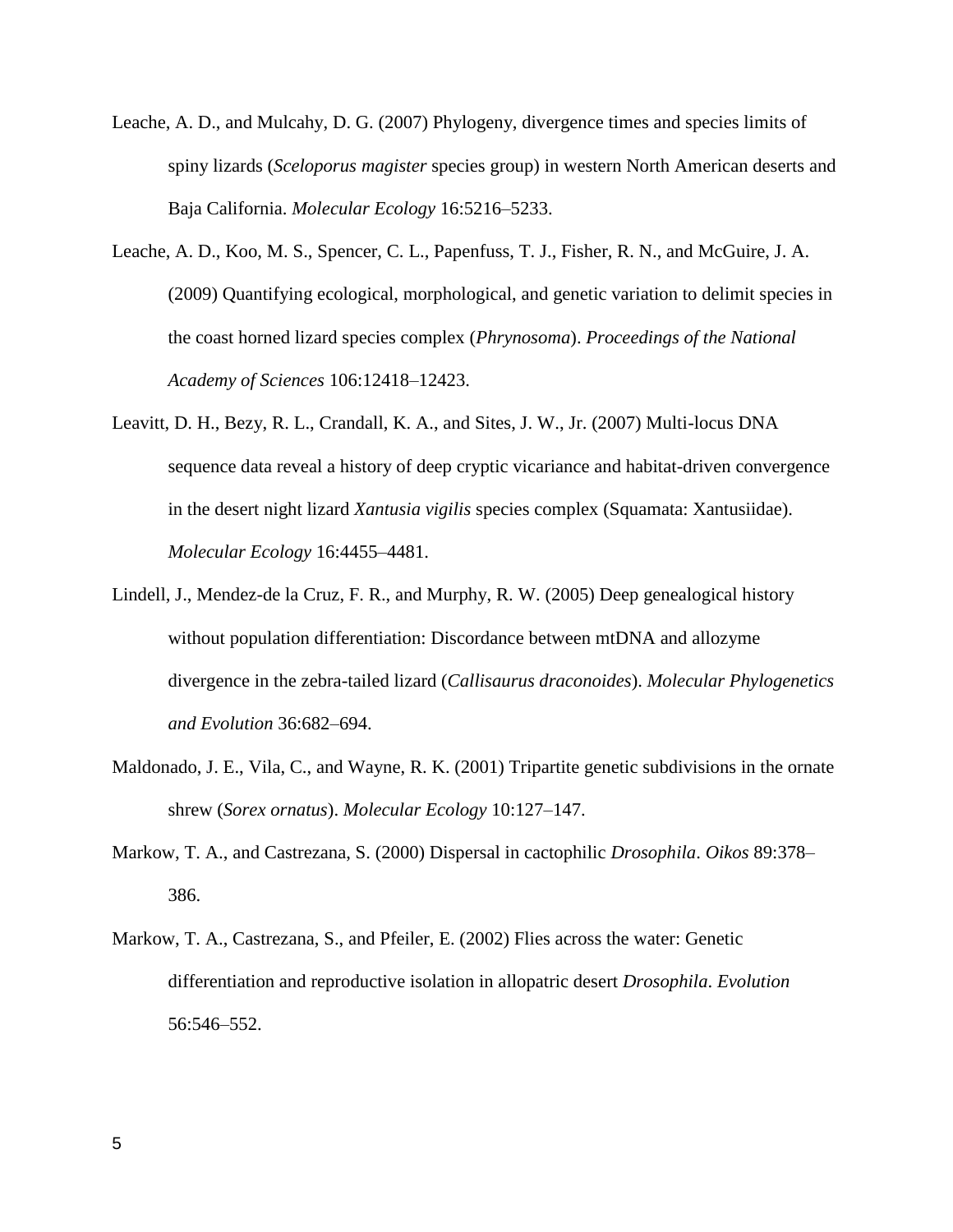Leache, A. D., and Mulcahy, D. G. (2007) Phylogeny, divergence times and species limits of spiny lizards (*Sceloporus magister* species group) in western North American deserts and Baja California. *Molecular Ecology* 16:5216–5233.

Leache, A. D., Koo, M. S., Spencer, C. L., Papenfuss, T. J., Fisher, R. N., and McGuire, J. A. (2009) Quantifying ecological, morphological, and genetic variation to delimit species in the coast horned lizard species complex (*Phrynosoma*). *Proceedings of the National Academy of Sciences* 106:12418–12423.

Leavitt, D. H., Bezy, R. L., Crandall, K. A., and Sites, J. W., Jr. (2007) Multi-locus DNA sequence data reveal a history of deep cryptic vicariance and habitat-driven convergence in the desert night lizard *Xantusia vigilis* species complex (Squamata: Xantusiidae). *Molecular Ecology* 16:4455–4481.

Lindell, J., Mendez-de la Cruz, F. R., and Murphy, R. W. (2005) Deep genealogical history without population differentiation: Discordance between mtDNA and allozyme divergence in the zebra-tailed lizard (*Callisaurus draconoides*). *Molecular Phylogenetics and Evolution* 36:682–694.

Maldonado, J. E., Vila, C., and Wayne, R. K. (2001) Tripartite genetic subdivisions in the ornate shrew (*Sorex ornatus*). *Molecular Ecology* 10:127–147.

Markow, T. A., and Castrezana, S. (2000) Dispersal in cactophilic *Drosophila*. *Oikos* 89:378–386.

Markow, T. A., Castrezana, S., and Pfeiler, E. (2002) Flies across the water: Genetic differentiation and reproductive isolation in allopatric desert *Drosophila*. *Evolution* 56:546–552.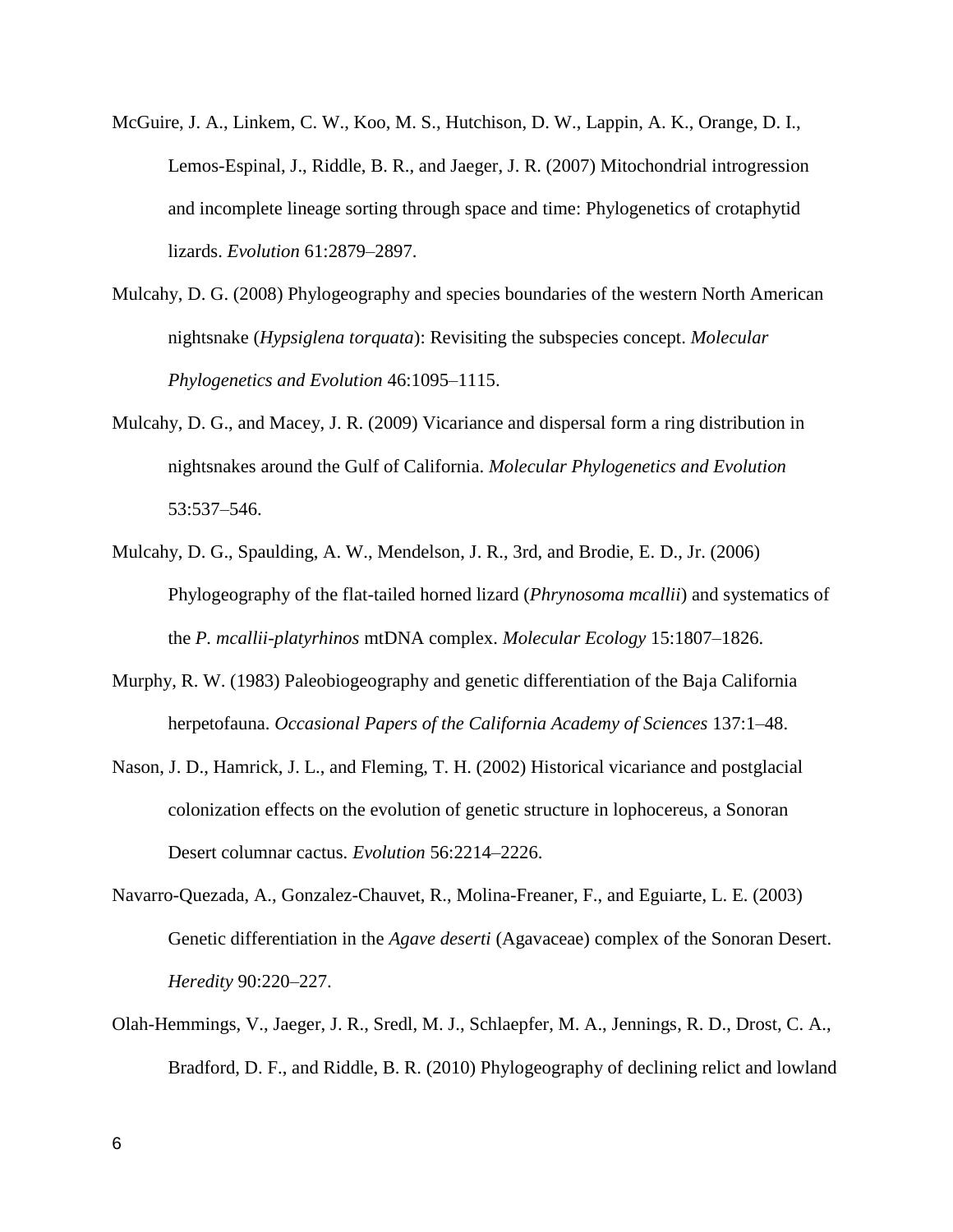McGuire, J. A., Linkem, C. W., Koo, M. S., Hutchison, D. W., Lappin, A. K., Orange, D. I., Lemos-Espinal, J., Riddle, B. R., and Jaeger, J. R. (2007) Mitochondrial introgression and incomplete lineage sorting through space and time: Phylogenetics of crotaphytid lizards. *Evolution* 61:2879–2897.

Mulcahy, D. G. (2008) Phylogeography and species boundaries of the western North American nightsnake (*Hypsiglena torquata*): Revisiting the subspecies concept. *Molecular Phylogenetics and Evolution* 46:1095–1115.

Mulcahy, D. G., and Macey, J. R. (2009) Vicariance and dispersal form a ring distribution in nightsnakes around the Gulf of California. *Molecular Phylogenetics and Evolution* 53:537–546.

Mulcahy, D. G., Spaulding, A. W., Mendelson, J. R., 3rd, and Brodie, E. D., Jr. (2006) Phylogeography of the flat-tailed horned lizard (*Phrynosoma mcallii*) and systematics of the *P. mcallii-platyrhinos* mtDNA complex. *Molecular Ecology* 15:1807–1826.

Murphy, R. W. (1983) Paleobiogeography and genetic differentiation of the Baja California herpetofauna. *Occasional Papers of the California Academy of Sciences* 137:1–48.

Nason, J. D., Hamrick, J. L., and Fleming, T. H. (2002) Historical vicariance and postglacial colonization effects on the evolution of genetic structure in lophocereus, a Sonoran Desert columnar cactus. *Evolution* 56:2214–2226.

Navarro-Quezada, A., Gonzalez-Chauvet, R., Molina-Freaner, F., and Eguiarte, L. E. (2003) Genetic differentiation in the *Agave deserti* (Agavaceae) complex of the Sonoran Desert. *Heredity* 90:220–227.

Olah-Hemmings, V., Jaeger, J. R., Sredl, M. J., Schlaepfer, M. A., Jennings, R. D., Drost, C. A., Bradford, D. F., and Riddle, B. R. (2010) Phylogeography of declining relict and lowland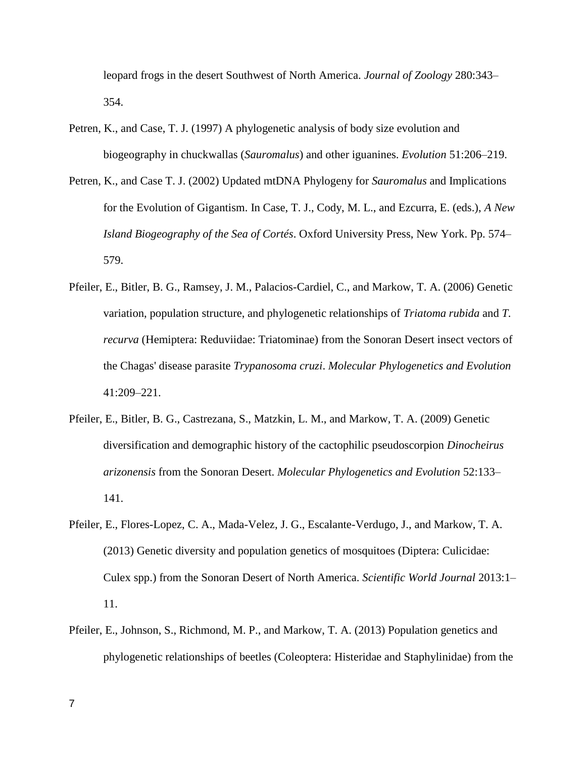leopard frogs in the desert Southwest of North America. *Journal of Zoology* 280:343–354.

Petren, K., and Case, T. J. (1997) A phylogenetic analysis of body size evolution and biogeography in chuckwallas (*Sauromalus*) and other iguanines. *Evolution* 51:206–219.

Petren, K., and Case T. J. (2002) Updated mtDNA Phylogeny for *Sauromalus* and Implications for the Evolution of Gigantism. In Case, T. J., Cody, M. L., and Ezcurra, E. (eds.), *A New Island Biogeography of the Sea of Cortés*. Oxford University Press, New York. Pp. 574–579.

Pfeiler, E., Bitler, B. G., Ramsey, J. M., Palacios-Cardiel, C., and Markow, T. A. (2006) Genetic variation, population structure, and phylogenetic relationships of *Triatoma rubida* and *T. recurva* (Hemiptera: Reduviidae: Triatominae) from the Sonoran Desert insect vectors of the Chagas' disease parasite *Trypanosoma cruzi*. *Molecular Phylogenetics and Evolution* 41:209–221.

Pfeiler, E., Bitler, B. G., Castrezana, S., Matzkin, L. M., and Markow, T. A. (2009) Genetic diversification and demographic history of the cactophilic pseudoscorpion *Dinocheirus arizonensis* from the Sonoran Desert. *Molecular Phylogenetics and Evolution* 52:133–141.

Pfeiler, E., Flores-Lopez, C. A., Mada-Velez, J. G., Escalante-Verdugo, J., and Markow, T. A. (2013) Genetic diversity and population genetics of mosquitoes (Diptera: Culicidae: Culex spp.) from the Sonoran Desert of North America. *Scientific World Journal* 2013:1–11.

Pfeiler, E., Johnson, S., Richmond, M. P., and Markow, T. A. (2013) Population genetics and phylogenetic relationships of beetles (Coleoptera: Histeridae and Staphylinidae) from the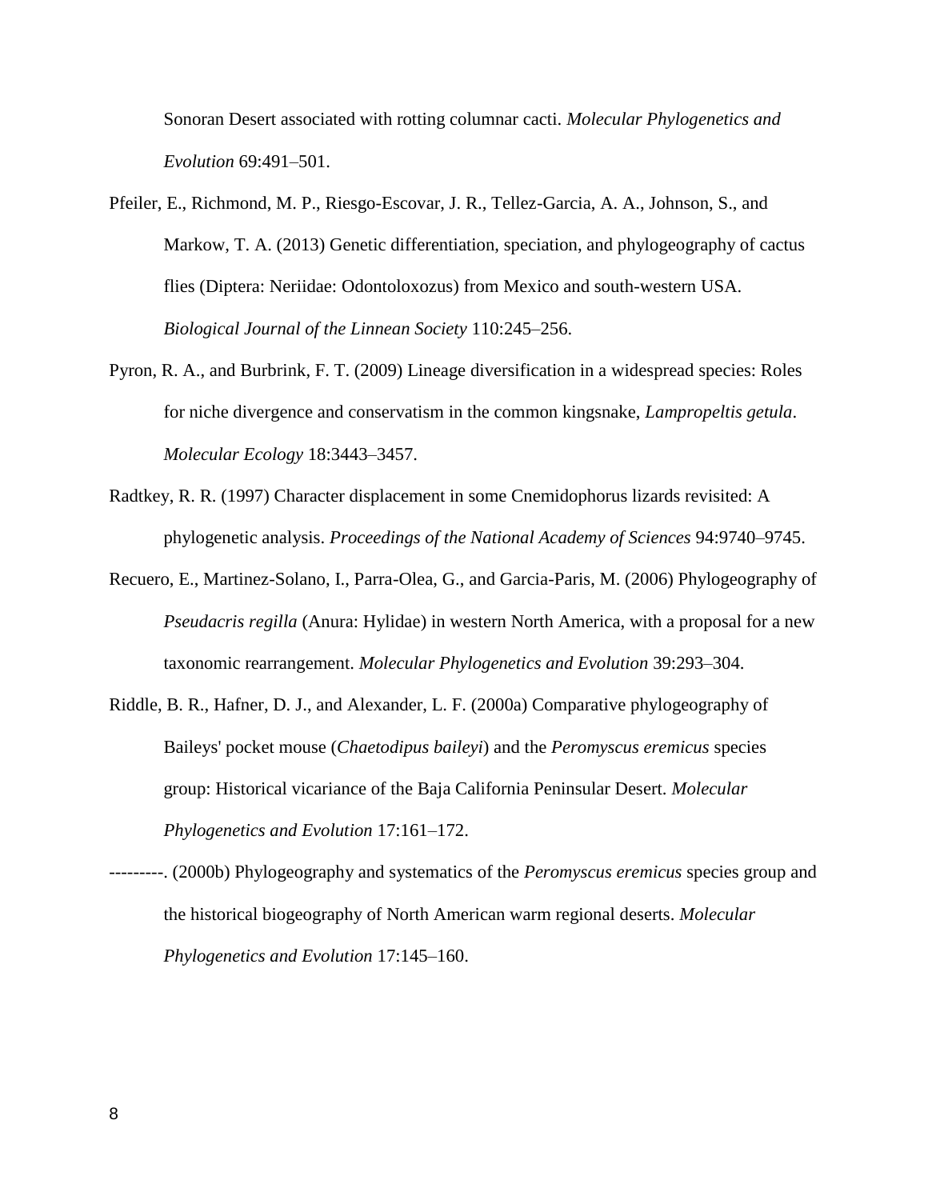Sonoran Desert associated with rotting columnar cacti. *Molecular Phylogenetics and Evolution* 69:491–501.

Pfeiler, E., Richmond, M. P., Riesgo-Escovar, J. R., Tellez-Garcia, A. A., Johnson, S., and Markow, T. A. (2013) Genetic differentiation, speciation, and phylogeography of cactus flies (Diptera: Neriidae: Odontoloxozus) from Mexico and south-western USA. *Biological Journal of the Linnean Society* 110:245–256.

Pyron, R. A., and Burbrink, F. T. (2009) Lineage diversification in a widespread species: Roles for niche divergence and conservatism in the common kingsnake, *Lampropeltis getula*. *Molecular Ecology* 18:3443–3457.

Radtkey, R. R. (1997) Character displacement in some Cnemidophorus lizards revisited: A phylogenetic analysis. *Proceedings of the National Academy of Sciences* 94:9740–9745.

Recuero, E., Martinez-Solano, I., Parra-Olea, G., and Garcia-Paris, M. (2006) Phylogeography of *Pseudacris regilla* (Anura: Hylidae) in western North America, with a proposal for a new taxonomic rearrangement. *Molecular Phylogenetics and Evolution* 39:293–304.

Riddle, B. R., Hafner, D. J., and Alexander, L. F. (2000a) Comparative phylogeography of Baileys' pocket mouse (*Chaetodipus baileyi*) and the *Peromyscus eremicus* species group: Historical vicariance of the Baja California Peninsular Desert. *Molecular Phylogenetics and Evolution* 17:161–172.

---------. (2000b) Phylogeography and systematics of the *Peromyscus eremicus* species group and the historical biogeography of North American warm regional deserts. *Molecular Phylogenetics and Evolution* 17:145–160.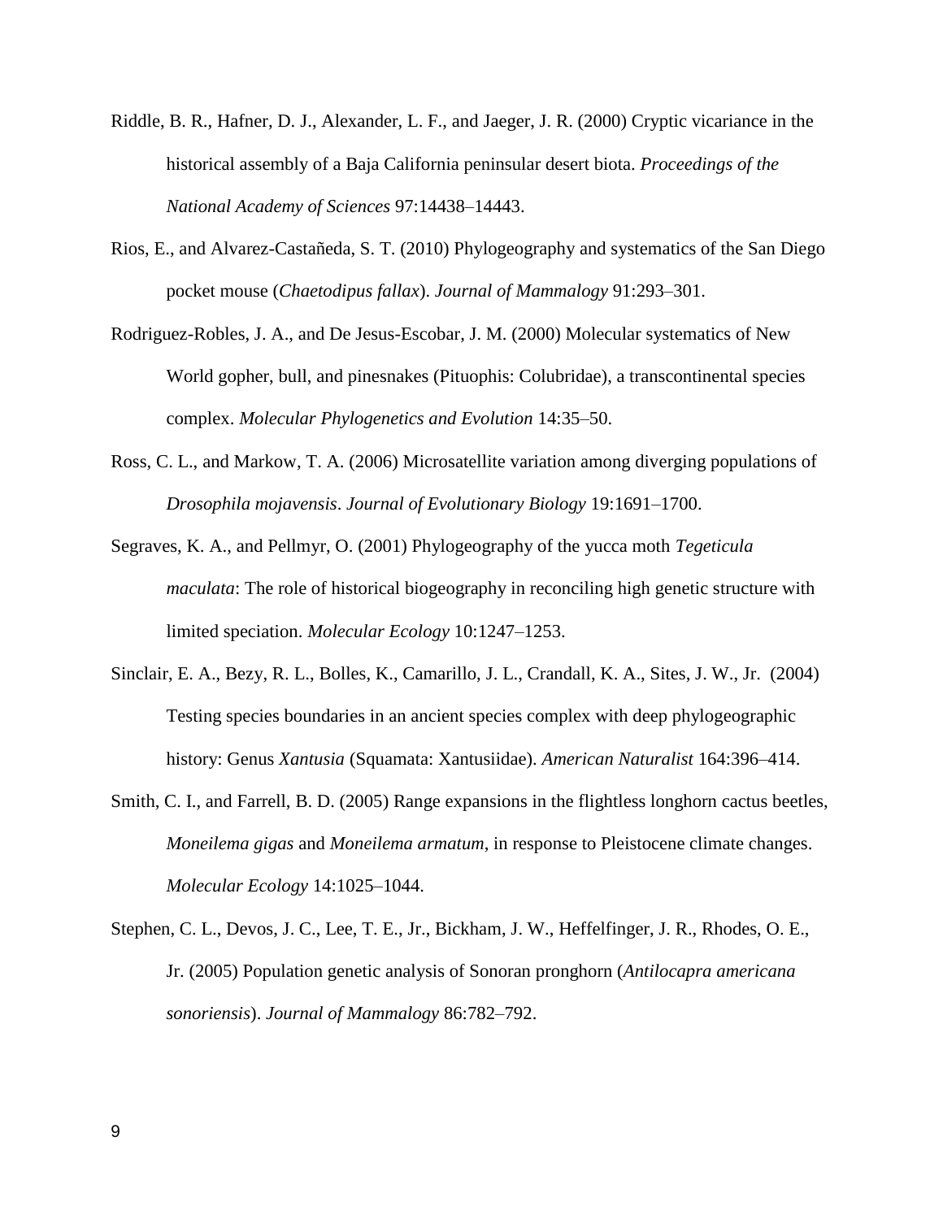Riddle, B. R., Hafner, D. J., Alexander, L. F., and Jaeger, J. R. (2000) Cryptic vicariance in the historical assembly of a Baja California peninsular desert biota. *Proceedings of the National Academy of Sciences* 97:14438–14443.

Rios, E., and Alvarez-Castañeda, S. T. (2010) Phylogeography and systematics of the San Diego pocket mouse (*Chaetodipus fallax*). *Journal of Mammalogy* 91:293–301.

Rodriguez-Robles, J. A., and De Jesus-Escobar, J. M. (2000) Molecular systematics of New World gopher, bull, and pinesnakes (Pituophis: Colubridae), a transcontinental species complex. *Molecular Phylogenetics and Evolution* 14:35–50.

Ross, C. L., and Markow, T. A. (2006) Microsatellite variation among diverging populations of *Drosophila mojavensis*. *Journal of Evolutionary Biology* 19:1691–1700.

Segraves, K. A., and Pellmyr, O. (2001) Phylogeography of the yucca moth *Tegeticula maculata*: The role of historical biogeography in reconciling high genetic structure with limited speciation. *Molecular Ecology* 10:1247–1253.

Sinclair, E. A., Bezy, R. L., Bolles, K., Camarillo, J. L., Crandall, K. A., Sites, J. W., Jr. (2004) Testing species boundaries in an ancient species complex with deep phylogeographic history: Genus *Xantusia* (Squamata: Xantusiidae). *American Naturalist* 164:396–414.

Smith, C. I., and Farrell, B. D. (2005) Range expansions in the flightless longhorn cactus beetles, *Moneilema gigas* and *Moneilema armatum*, in response to Pleistocene climate changes. *Molecular Ecology* 14:1025–1044.

Stephen, C. L., Devos, J. C., Lee, T. E., Jr., Bickham, J. W., Heffelfinger, J. R., Rhodes, O. E., Jr. (2005) Population genetic analysis of Sonoran pronghorn (*Antilocapra americana sonoriensis*). *Journal of Mammalogy* 86:782–792.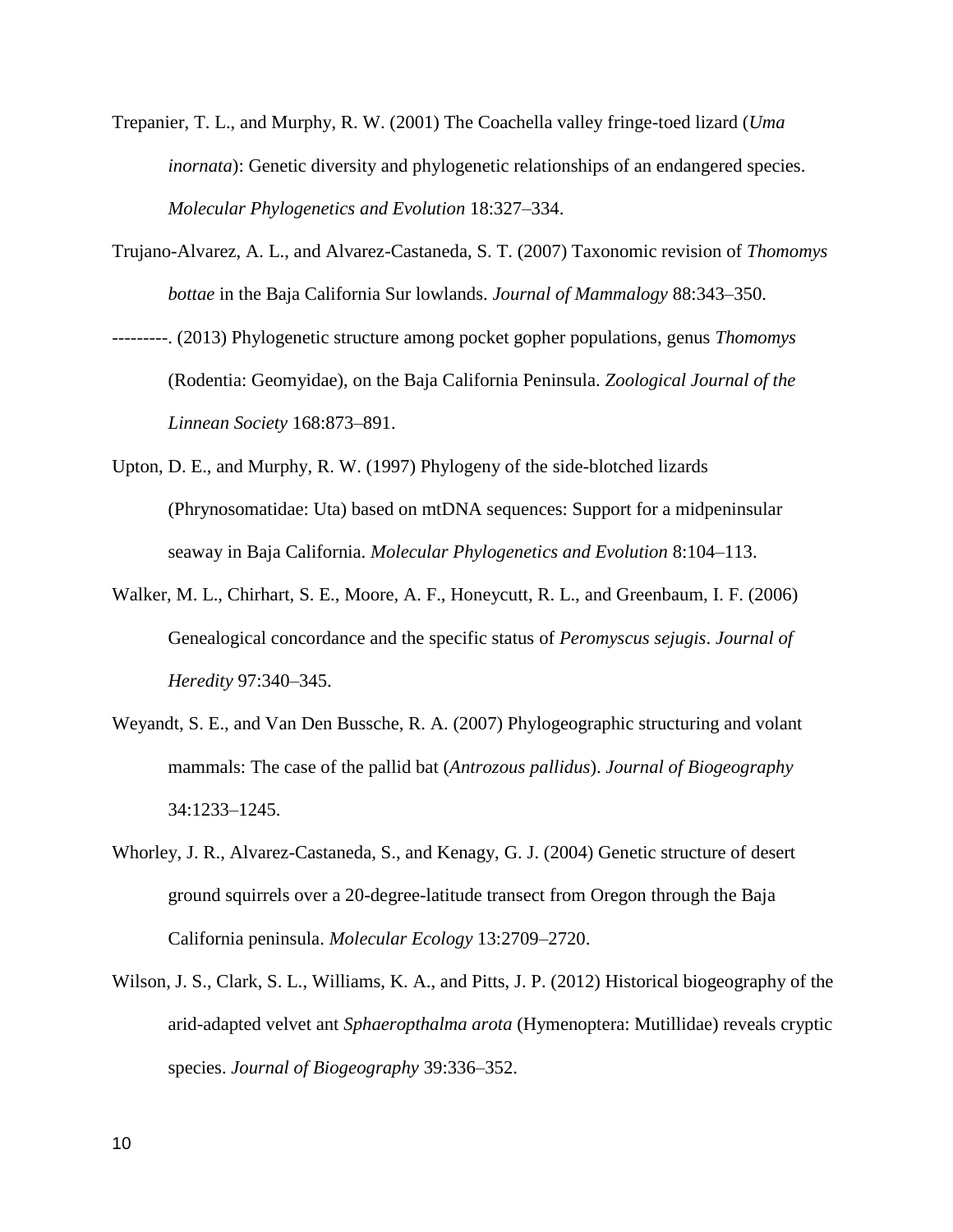Trepanier, T. L., and Murphy, R. W. (2001) The Coachella valley fringe-toed lizard (*Uma inornata*): Genetic diversity and phylogenetic relationships of an endangered species. *Molecular Phylogenetics and Evolution* 18:327–334.

Trujano-Alvarez, A. L., and Alvarez-Castaneda, S. T. (2007) Taxonomic revision of *Thomomys bottae* in the Baja California Sur lowlands. *Journal of Mammalogy* 88:343–350.

---------. (2013) Phylogenetic structure among pocket gopher populations, genus *Thomomys* (Rodentia: Geomyidae), on the Baja California Peninsula. *Zoological Journal of the Linnean Society* 168:873–891.

Upton, D. E., and Murphy, R. W. (1997) Phylogeny of the side-blotched lizards (Phrynosomatidae: Uta) based on mtDNA sequences: Support for a midpeninsular seaway in Baja California. *Molecular Phylogenetics and Evolution* 8:104–113.

Walker, M. L., Chirhart, S. E., Moore, A. F., Honeycutt, R. L., and Greenbaum, I. F. (2006) Genealogical concordance and the specific status of *Peromyscus sejugis*. *Journal of Heredity* 97:340–345.

Weyandt, S. E., and Van Den Bussche, R. A. (2007) Phylogeographic structuring and volant mammals: The case of the pallid bat (*Antrozous pallidus*). *Journal of Biogeography* 34:1233–1245.

Whorley, J. R., Alvarez-Castaneda, S., and Kenagy, G. J. (2004) Genetic structure of desert ground squirrels over a 20-degree-latitude transect from Oregon through the Baja California peninsula. *Molecular Ecology* 13:2709–2720.

Wilson, J. S., Clark, S. L., Williams, K. A., and Pitts, J. P. (2012) Historical biogeography of the arid-adapted velvet ant *Sphaeropthalma arota* (Hymenoptera: Mutillidae) reveals cryptic species. *Journal of Biogeography* 39:336–352.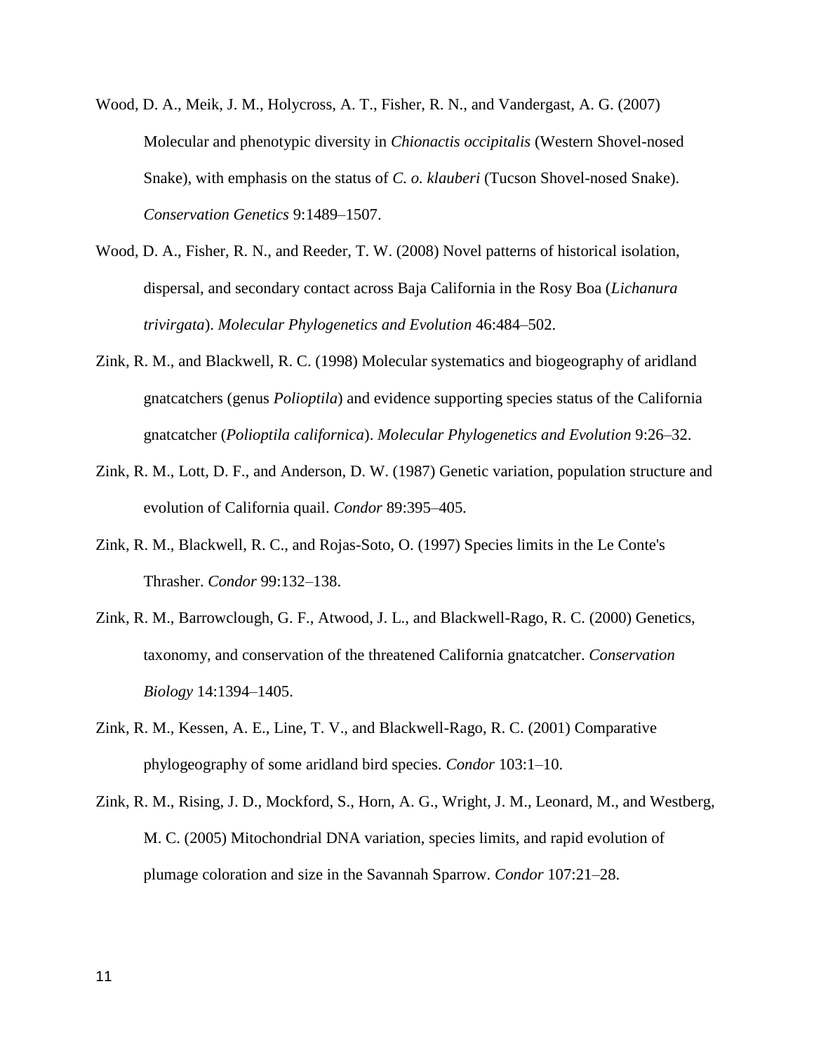Wood, D. A., Meik, J. M., Holycross, A. T., Fisher, R. N., and Vandergast, A. G. (2007) Molecular and phenotypic diversity in *Chionactis occipitalis* (Western Shovel-nosed Snake), with emphasis on the status of *C. o. klauberi* (Tucson Shovel-nosed Snake). *Conservation Genetics* 9:1489–1507.

Wood, D. A., Fisher, R. N., and Reeder, T. W. (2008) Novel patterns of historical isolation, dispersal, and secondary contact across Baja California in the Rosy Boa (*Lichanura trivirgata*). *Molecular Phylogenetics and Evolution* 46:484–502.

Zink, R. M., and Blackwell, R. C. (1998) Molecular systematics and biogeography of aridland gnatcatchers (genus *Polioptila*) and evidence supporting species status of the California gnatcatcher (*Polioptila californica*). *Molecular Phylogenetics and Evolution* 9:26–32.

Zink, R. M., Lott, D. F., and Anderson, D. W. (1987) Genetic variation, population structure and evolution of California quail. *Condor* 89:395–405.

Zink, R. M., Blackwell, R. C., and Rojas-Soto, O. (1997) Species limits in the Le Conte's Thrasher. *Condor* 99:132–138.

Zink, R. M., Barrowclough, G. F., Atwood, J. L., and Blackwell-Rago, R. C. (2000) Genetics, taxonomy, and conservation of the threatened California gnatcatcher. *Conservation Biology* 14:1394–1405.

Zink, R. M., Kessen, A. E., Line, T. V., and Blackwell-Rago, R. C. (2001) Comparative phylogeography of some aridland bird species. *Condor* 103:1–10.

Zink, R. M., Rising, J. D., Mockford, S., Horn, A. G., Wright, J. M., Leonard, M., and Westberg, M. C. (2005) Mitochondrial DNA variation, species limits, and rapid evolution of plumage coloration and size in the Savannah Sparrow. *Condor* 107:21–28.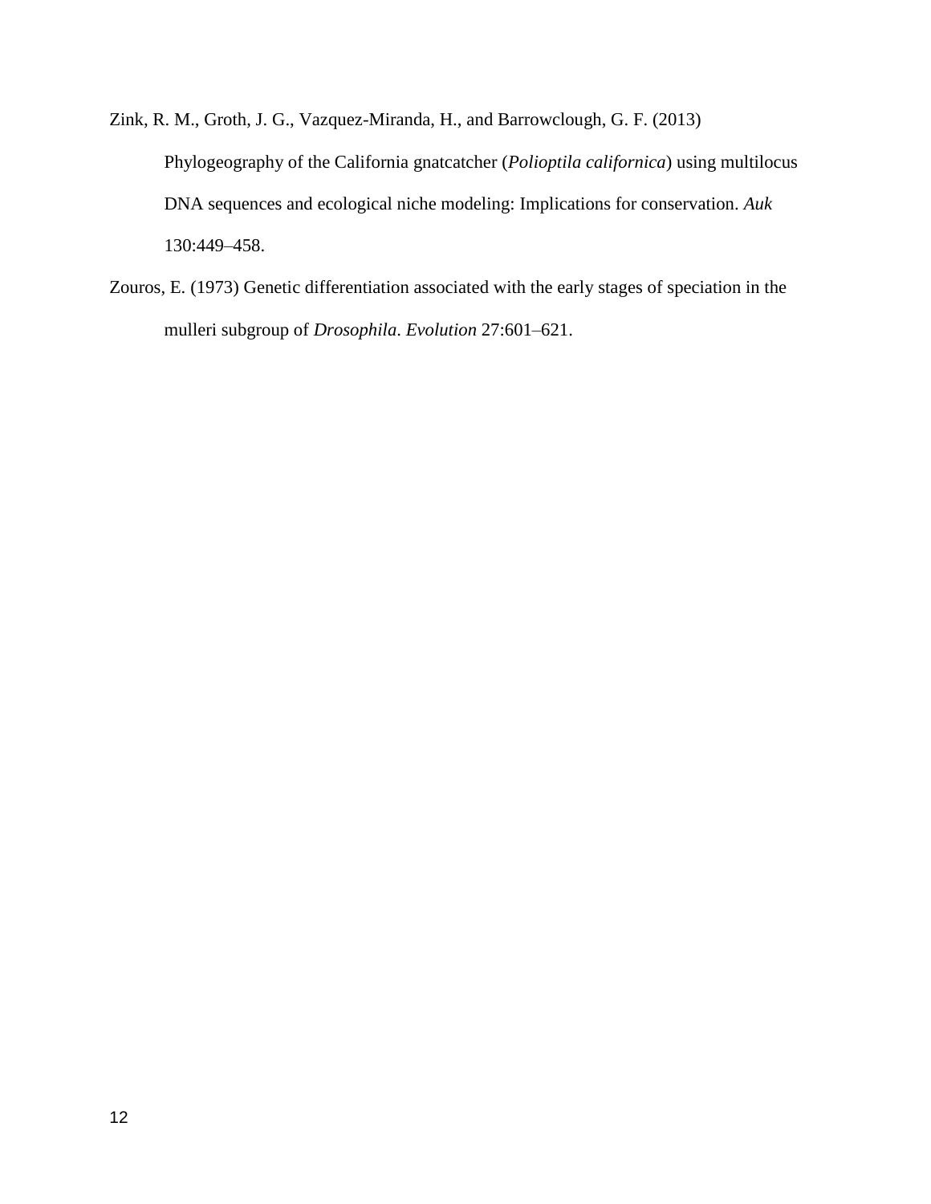Zink, R. M., Groth, J. G., Vazquez-Miranda, H., and Barrowclough, G. F. (2013) Phylogeography of the California gnatcatcher (*Polioptila californica*) using multilocus DNA sequences and ecological niche modeling: Implications for conservation. *Auk* 130:449–458.

Zouros, E. (1973) Genetic differentiation associated with the early stages of speciation in the mulleri subgroup of *Drosophila*. *Evolution* 27:601–621.